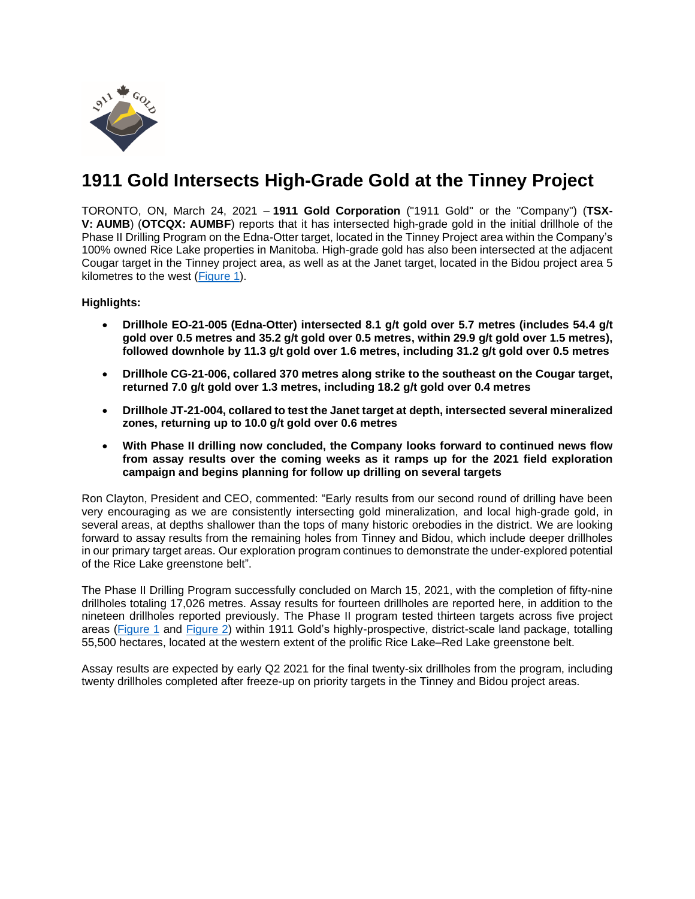# 1911 Gold Intersects High-Grade Gold at the Tinney Project

TORONTO, ON, March 24, 2021 – **1911 Gold Corporation** ("1911 Gold" or the "Company") (**TSX-V: AUMB**) (**OTCQX: AUMBF**) reports that it has intersected high-grade gold in the initial drillhole of the Phase II Drilling Program on the Edna-Otter target, located in the Tinney Project area within the Company's 100% owned Rice Lake properties in Manitoba. High-grade gold has also been intersected at the adjacent Cougar target in the Tinney project area, as well as at the Janet target, located in the Bidou project area 5 kilometres to the west (Figure 1).

**Highlights:**

- **Drillhole EO-21-005 (Edna-Otter) intersected 8.1 g/t gold over 5.7 metres (includes 54.4 g/t gold over 0.5 metres and 35.2 g/t gold over 0.5 metres, within 29.9 g/t gold over 1.5 metres), followed downhole by 11.3 g/t gold over 1.6 metres, including 31.2 g/t gold over 0.5 metres**
- **Drillhole CG-21-006, collared 370 metres along strike to the southeast on the Cougar target, returned 7.0 g/t gold over 1.3 metres, including 18.2 g/t gold over 0.4 metres**
- **Drillhole JT-21-004, collared to test the Janet target at depth, intersected several mineralized zones, returning up to 10.0 g/t gold over 0.6 metres**
- **With Phase II drilling now concluded, the Company looks forward to continued news flow from assay results over the coming weeks as it ramps up for the 2021 field exploration campaign and begins planning for follow up drilling on several targets**

Ron Clayton, President and CEO, commented: "Early results from our second round of drilling have been very encouraging as we are consistently intersecting gold mineralization, and local high-grade gold, in several areas, at depths shallower than the tops of many historic orebodies in the district. We are looking forward to assay results from the remaining holes from Tinney and Bidou, which include deeper drillholes in our primary target areas. Our exploration program continues to demonstrate the under-explored potential of the Rice Lake greenstone belt".

The Phase II Drilling Program successfully concluded on March 15, 2021, with the completion of fifty-nine drillholes totaling 17,026 metres. Assay results for fourteen drillholes are reported here, in addition to the nineteen drillholes reported previously. The Phase II program tested thirteen targets across five project areas (Figure 1 and Figure 2) within 1911 Gold's highly-prospective, district-scale land package, totalling 55,500 hectares, located at the western extent of the prolific Rice Lake–Red Lake greenstone belt.

Assay results are expected by early Q2 2021 for the final twenty-six drillholes from the program, including twenty drillholes completed after freeze-up on priority targets in the Tinney and Bidou project areas.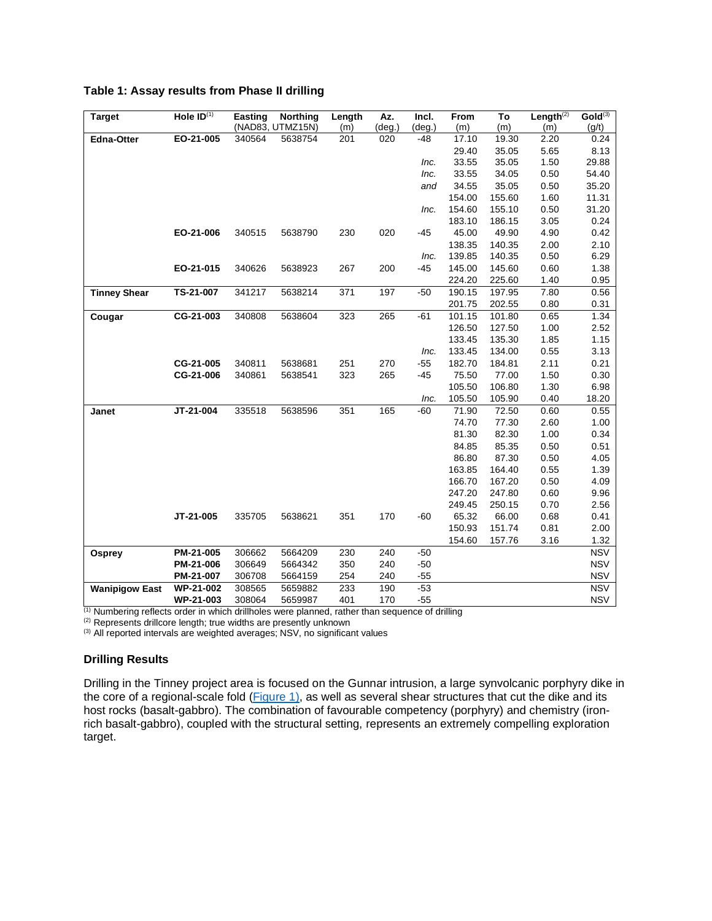**Table 1: Assay results from Phase II drilling**

| Target | Hole ID[1] | Easting (NAD83, UTMZ15N) | Northing | Length (m) | Az. (deg.) | Incl. (deg.) | From (m) | To (m) | Length[2] (m) | Gold[3] (g/t) |
|---|---|---|---|---|---|---|---|---|---|---|
| **Edna-Otter** | **EO-21-005** | 340564 | 5638754 | 201 | 020 | -48 | 17.10 | 19.30 | 2.20 | 0.24 |
| | | | | | | | 29.40 | 35.05 | 5.65 | 8.13 |
| | | | | | | *Inc.* | 33.55 | 35.05 | 1.50 | 29.88 |
| | | | | | | *Inc.* | 33.55 | 34.05 | 0.50 | 54.40 |
| | | | | | | *and* | 34.55 | 35.05 | 0.50 | 35.20 |
| | | | | | | | 154.00 | 155.60 | 1.60 | 11.31 |
| | | | | | | *Inc.* | 154.60 | 155.10 | 0.50 | 31.20 |
| | | | | | | | 183.10 | 186.15 | 3.05 | 0.24 |
| | **EO-21-006** | 340515 | 5638790 | 230 | 020 | -45 | 45.00 | 49.90 | 4.90 | 0.42 |
| | | | | | | | 138.35 | 140.35 | 2.00 | 2.10 |
| | | | | | | *Inc.* | 139.85 | 140.35 | 0.50 | 6.29 |
| | **EO-21-015** | 340626 | 5638923 | 267 | 200 | -45 | 145.00 | 145.60 | 0.60 | 1.38 |
| | | | | | | | 224.20 | 225.60 | 1.40 | 0.95 |
| **Tinney Shear** | **TS-21-007** | 341217 | 5638214 | 371 | 197 | -50 | 190.15 | 197.95 | 7.80 | 0.56 |
| | | | | | | | 201.75 | 202.55 | 0.80 | 0.31 |
| **Cougar** | **CG-21-003** | 340808 | 5638604 | 323 | 265 | -61 | 101.15 | 101.80 | 0.65 | 1.34 |
| | | | | | | | 126.50 | 127.50 | 1.00 | 2.52 |
| | | | | | | | 133.45 | 135.30 | 1.85 | 1.15 |
| | | | | | | *Inc.* | 133.45 | 134.00 | 0.55 | 3.13 |
| | **CG-21-005** | 340811 | 5638681 | 251 | 270 | -55 | 182.70 | 184.81 | 2.11 | 0.21 |
| | **CG-21-006** | 340861 | 5638541 | 323 | 265 | -45 | 75.50 | 77.00 | 1.50 | 0.30 |
| | | | | | | | 105.50 | 106.80 | 1.30 | 6.98 |
| | | | | | | *Inc.* | 105.50 | 105.90 | 0.40 | 18.20 |
| **Janet** | **JT-21-004** | 335518 | 5638596 | 351 | 165 | -60 | 71.90 | 72.50 | 0.60 | 0.55 |
| | | | | | | | 74.70 | 77.30 | 2.60 | 1.00 |
| | | | | | | | 81.30 | 82.30 | 1.00 | 0.34 |
| | | | | | | | 84.85 | 85.35 | 0.50 | 0.51 |
| | | | | | | | 86.80 | 87.30 | 0.50 | 4.05 |
| | | | | | | | 163.85 | 164.40 | 0.55 | 1.39 |
| | | | | | | | 166.70 | 167.20 | 0.50 | 4.09 |
| | | | | | | | 247.20 | 247.80 | 0.60 | 9.96 |
| | | | | | | | 249.45 | 250.15 | 0.70 | 2.56 |
| | **JT-21-005** | 335705 | 5638621 | 351 | 170 | -60 | 65.32 | 66.00 | 0.68 | 0.41 |
| | | | | | | | 150.93 | 151.74 | 0.81 | 2.00 |
| | | | | | | | 154.60 | 157.76 | 3.16 | 1.32 |
| **Osprey** | **PM-21-005** | 306662 | 5664209 | 230 | 240 | -50 | | | | NSV |
| | **PM-21-006** | 306649 | 5664342 | 350 | 240 | -50 | | | | NSV |
| | **PM-21-007** | 306708 | 5664159 | 254 | 240 | -55 | | | | NSV |
| **Wanipigow East** | **WP-21-002** | 308565 | 5659882 | 233 | 190 | -53 | | | | NSV |
| | **WP-21-003** | 308064 | 5659987 | 401 | 170 | -55 | | | | NSV |

(1) Numbering reflects order in which drillholes were planned, rather than sequence of drilling
(2) Represents drillcore length; true widths are presently unknown
(3) All reported intervals are weighted averages; NSV, no significant values

## Drilling Results

Drilling in the Tinney project area is focused on the Gunnar intrusion, a large synvolcanic porphyry dike in the core of a regional-scale fold (Figure 1), as well as several shear structures that cut the dike and its host rocks (basalt-gabbro). The combination of favourable competency (porphyry) and chemistry (iron-rich basalt-gabbro), coupled with the structural setting, represents an extremely compelling exploration target.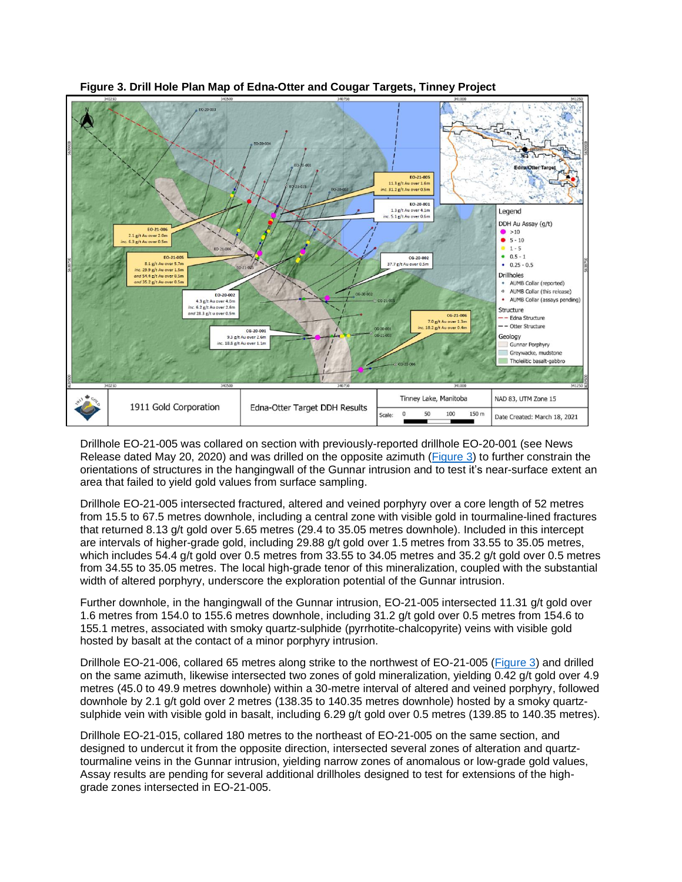**Figure 3. Drill Hole Plan Map of Edna-Otter and Cougar Targets, Tinney Project**

Drillhole EO-21-005 was collared on section with previously-reported drillhole EO-20-001 (see News Release dated May 20, 2020) and was drilled on the opposite azimuth (Figure 3) to further constrain the orientations of structures in the hangingwall of the Gunnar intrusion and to test it's near-surface extent an area that failed to yield gold values from surface sampling.

Drillhole EO-21-005 intersected fractured, altered and veined porphyry over a core length of 52 metres from 15.5 to 67.5 metres downhole, including a central zone with visible gold in tourmaline-lined fractures that returned 8.13 g/t gold over 5.65 metres (29.4 to 35.05 metres downhole). Included in this intercept are intervals of higher-grade gold, including 29.88 g/t gold over 1.5 metres from 33.55 to 35.05 metres, which includes 54.4 g/t gold over 0.5 metres from 33.55 to 34.05 metres and 35.2 g/t gold over 0.5 metres from 34.55 to 35.05 metres. The local high-grade tenor of this mineralization, coupled with the substantial width of altered porphyry, underscore the exploration potential of the Gunnar intrusion.

Further downhole, in the hangingwall of the Gunnar intrusion, EO-21-005 intersected 11.31 g/t gold over 1.6 metres from 154.0 to 155.6 metres downhole, including 31.2 g/t gold over 0.5 metres from 154.6 to 155.1 metres, associated with smoky quartz-sulphide (pyrrhotite-chalcopyrite) veins with visible gold hosted by basalt at the contact of a minor porphyry intrusion.

Drillhole EO-21-006, collared 65 metres along strike to the northwest of EO-21-005 (Figure 3) and drilled on the same azimuth, likewise intersected two zones of gold mineralization, yielding 0.42 g/t gold over 4.9 metres (45.0 to 49.9 metres downhole) within a 30-metre interval of altered and veined porphyry, followed downhole by 2.1 g/t gold over 2 metres (138.35 to 140.35 metres downhole) hosted by a smoky quartz-sulphide vein with visible gold in basalt, including 6.29 g/t gold over 0.5 metres (139.85 to 140.35 metres).

Drillhole EO-21-015, collared 180 metres to the northeast of EO-21-005 on the same section, and designed to undercut it from the opposite direction, intersected several zones of alteration and quartz-tourmaline veins in the Gunnar intrusion, yielding narrow zones of anomalous or low-grade gold values, Assay results are pending for several additional drillholes designed to test for extensions of the high-grade zones intersected in EO-21-005.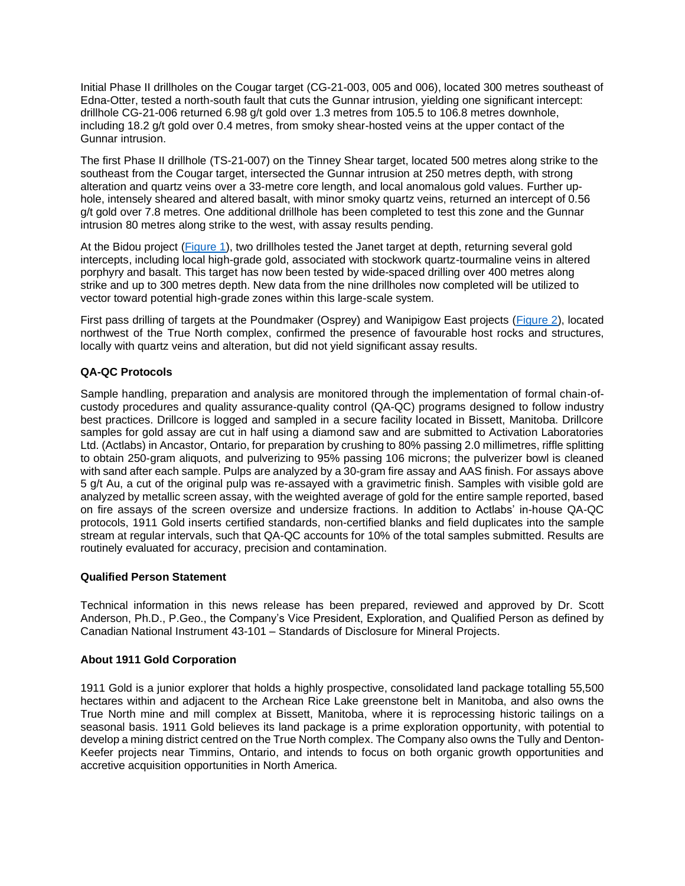Initial Phase II drillholes on the Cougar target (CG-21-003, 005 and 006), located 300 metres southeast of Edna-Otter, tested a north-south fault that cuts the Gunnar intrusion, yielding one significant intercept: drillhole CG-21-006 returned 6.98 g/t gold over 1.3 metres from 105.5 to 106.8 metres downhole, including 18.2 g/t gold over 0.4 metres, from smoky shear-hosted veins at the upper contact of the Gunnar intrusion.

The first Phase II drillhole (TS-21-007) on the Tinney Shear target, located 500 metres along strike to the southeast from the Cougar target, intersected the Gunnar intrusion at 250 metres depth, with strong alteration and quartz veins over a 33-metre core length, and local anomalous gold values. Further up-hole, intensely sheared and altered basalt, with minor smoky quartz veins, returned an intercept of 0.56 g/t gold over 7.8 metres. One additional drillhole has been completed to test this zone and the Gunnar intrusion 80 metres along strike to the west, with assay results pending.

At the Bidou project ([Figure 1](#)), two drillholes tested the Janet target at depth, returning several gold intercepts, including local high-grade gold, associated with stockwork quartz-tourmaline veins in altered porphyry and basalt. This target has now been tested by wide-spaced drilling over 400 metres along strike and up to 300 metres depth. New data from the nine drillholes now completed will be utilized to vector toward potential high-grade zones within this large-scale system.

First pass drilling of targets at the Poundmaker (Osprey) and Wanipigow East projects ([Figure 2](#)), located northwest of the True North complex, confirmed the presence of favourable host rocks and structures, locally with quartz veins and alteration, but did not yield significant assay results.

## QA-QC Protocols

Sample handling, preparation and analysis are monitored through the implementation of formal chain-of-custody procedures and quality assurance-quality control (QA-QC) programs designed to follow industry best practices. Drillcore is logged and sampled in a secure facility located in Bissett, Manitoba. Drillcore samples for gold assay are cut in half using a diamond saw and are submitted to Activation Laboratories Ltd. (Actlabs) in Ancaster, Ontario, for preparation by crushing to 80% passing 2.0 millimetres, riffle splitting to obtain 250-gram aliquots, and pulverizing to 95% passing 106 microns; the pulverizer bowl is cleaned with sand after each sample. Pulps are analyzed by a 30-gram fire assay and AAS finish. For assays above 5 g/t Au, a cut of the original pulp was re-assayed with a gravimetric finish. Samples with visible gold are analyzed by metallic screen assay, with the weighted average of gold for the entire sample reported, based on fire assays of the screen oversize and undersize fractions. In addition to Actlabs' in-house QA-QC protocols, 1911 Gold inserts certified standards, non-certified blanks and field duplicates into the sample stream at regular intervals, such that QA-QC accounts for 10% of the total samples submitted. Results are routinely evaluated for accuracy, precision and contamination.

## Qualified Person Statement

Technical information in this news release has been prepared, reviewed and approved by Dr. Scott Anderson, Ph.D., P.Geo., the Company's Vice President, Exploration, and Qualified Person as defined by Canadian National Instrument 43-101 – Standards of Disclosure for Mineral Projects.

## About 1911 Gold Corporation

1911 Gold is a junior explorer that holds a highly prospective, consolidated land package totalling 55,500 hectares within and adjacent to the Archean Rice Lake greenstone belt in Manitoba, and also owns the True North mine and mill complex at Bissett, Manitoba, where it is reprocessing historic tailings on a seasonal basis. 1911 Gold believes its land package is a prime exploration opportunity, with potential to develop a mining district centred on the True North complex. The Company also owns the Tully and Denton-Keefer projects near Timmins, Ontario, and intends to focus on both organic growth opportunities and accretive acquisition opportunities in North America.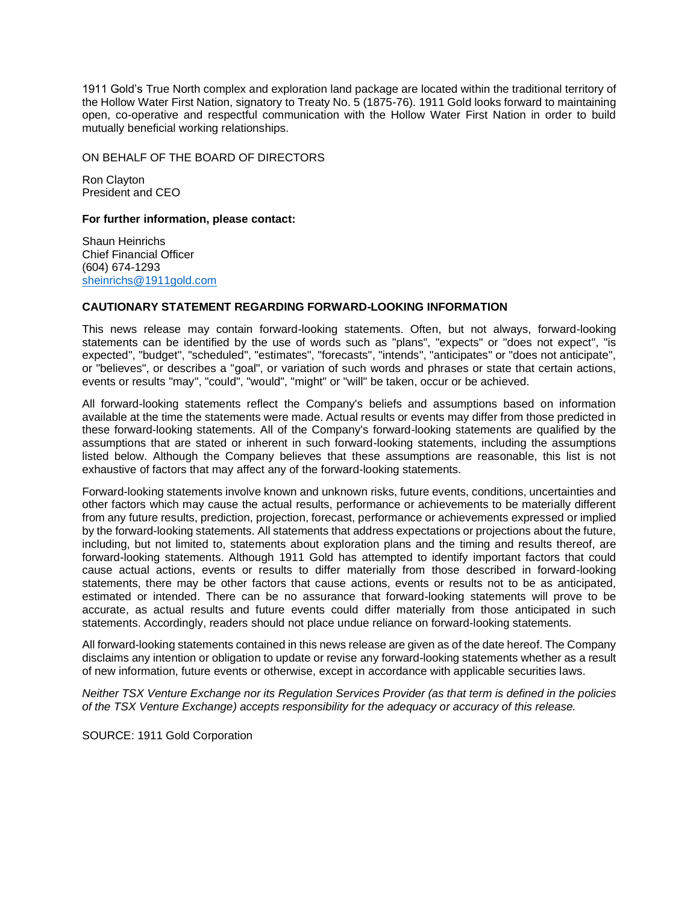1911 Gold's True North complex and exploration land package are located within the traditional territory of the Hollow Water First Nation, signatory to Treaty No. 5 (1875-76). 1911 Gold looks forward to maintaining open, co-operative and respectful communication with the Hollow Water First Nation in order to build mutually beneficial working relationships.

ON BEHALF OF THE BOARD OF DIRECTORS

Ron Clayton
President and CEO

**For further information, please contact:**

Shaun Heinrichs
Chief Financial Officer
(604) 674-1293
sheinrichs@1911gold.com

**CAUTIONARY STATEMENT REGARDING FORWARD-LOOKING INFORMATION**

This news release may contain forward-looking statements. Often, but not always, forward-looking statements can be identified by the use of words such as "plans", "expects" or "does not expect", "is expected", "budget", "scheduled", "estimates", "forecasts", "intends", "anticipates" or "does not anticipate", or "believes", or describes a "goal", or variation of such words and phrases or state that certain actions, events or results "may", "could", "would", "might" or "will" be taken, occur or be achieved.

All forward-looking statements reflect the Company's beliefs and assumptions based on information available at the time the statements were made. Actual results or events may differ from those predicted in these forward-looking statements. All of the Company's forward-looking statements are qualified by the assumptions that are stated or inherent in such forward-looking statements, including the assumptions listed below. Although the Company believes that these assumptions are reasonable, this list is not exhaustive of factors that may affect any of the forward-looking statements.

Forward-looking statements involve known and unknown risks, future events, conditions, uncertainties and other factors which may cause the actual results, performance or achievements to be materially different from any future results, prediction, projection, forecast, performance or achievements expressed or implied by the forward-looking statements. All statements that address expectations or projections about the future, including, but not limited to, statements about exploration plans and the timing and results thereof, are forward-looking statements. Although 1911 Gold has attempted to identify important factors that could cause actual actions, events or results to differ materially from those described in forward-looking statements, there may be other factors that cause actions, events or results not to be as anticipated, estimated or intended. There can be no assurance that forward-looking statements will prove to be accurate, as actual results and future events could differ materially from those anticipated in such statements. Accordingly, readers should not place undue reliance on forward-looking statements.

All forward-looking statements contained in this news release are given as of the date hereof. The Company disclaims any intention or obligation to update or revise any forward-looking statements whether as a result of new information, future events or otherwise, except in accordance with applicable securities laws.

*Neither TSX Venture Exchange nor its Regulation Services Provider (as that term is defined in the policies of the TSX Venture Exchange) accepts responsibility for the adequacy or accuracy of this release.*

SOURCE: 1911 Gold Corporation